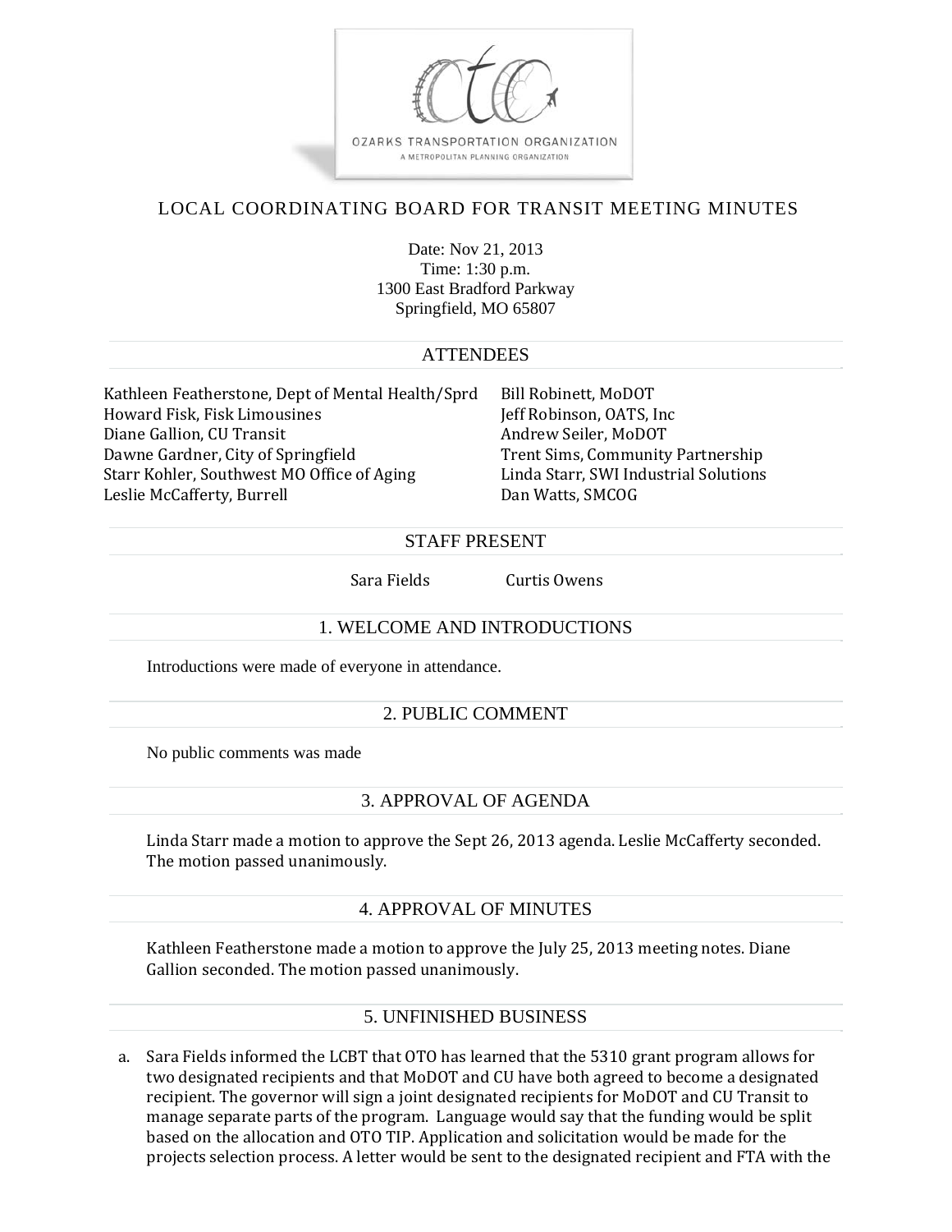OZARKS TRANSPORTATION ORGANIZATION

A METROPOLITAN PLANNING ORGANIZATION

# LOCAL COORDINATING BOARD FOR TRANSIT MEETING MINUTES

Date: Nov 21, 2013
Time: 1:30 p.m.
1300 East Bradford Parkway
Springfield, MO 65807

## ATTENDEES

Kathleen Featherstone, Dept of Mental Health/Sprd
Howard Fisk, Fisk Limousines
Diane Gallion, CU Transit
Dawne Gardner, City of Springfield
Starr Kohler, Southwest MO Office of Aging
Leslie McCafferty, Burrell
Bill Robinett, MoDOT
Jeff Robinson, OATS, Inc
Andrew Seiler, MoDOT
Trent Sims, Community Partnership
Linda Starr, SWI Industrial Solutions
Dan Watts, SMCOG

## STAFF PRESENT

Sara Fields
Curtis Owens

## 1. WELCOME AND INTRODUCTIONS

Introductions were made of everyone in attendance.

## 2. PUBLIC COMMENT

No public comments was made

## 3. APPROVAL OF AGENDA

Linda Starr made a motion to approve the Sept 26, 2013 agenda. Leslie McCafferty seconded. The motion passed unanimously.

## 4. APPROVAL OF MINUTES

Kathleen Featherstone made a motion to approve the July 25, 2013 meeting notes. Diane Gallion seconded. The motion passed unanimously.

## 5. UNFINISHED BUSINESS

a. Sara Fields informed the LCBT that OTO has learned that the 5310 grant program allows for two designated recipients and that MoDOT and CU have both agreed to become a designated recipient. The governor will sign a joint designated recipients for MoDOT and CU Transit to manage separate parts of the program. Language would say that the funding would be split based on the allocation and OTO TIP. Application and solicitation would be made for the projects selection process. A letter would be sent to the designated recipient and FTA with the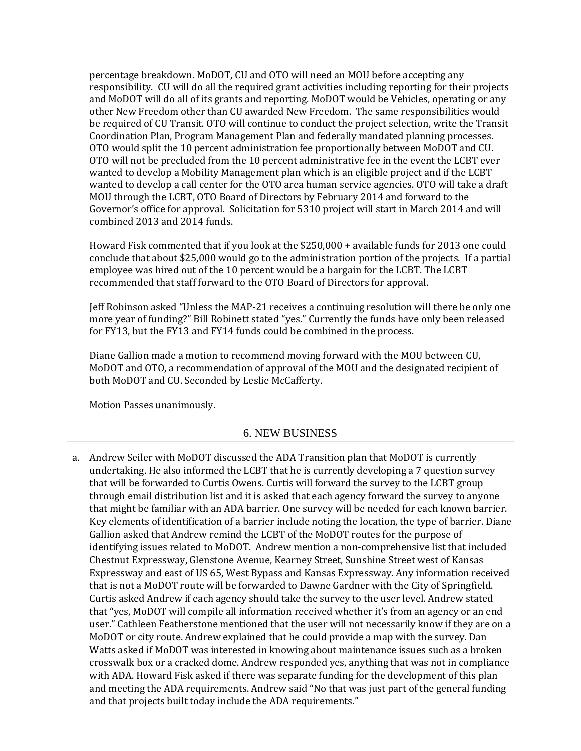percentage breakdown. MoDOT, CU and OTO will need an MOU before accepting any responsibility. CU will do all the required grant activities including reporting for their projects and MoDOT will do all of its grants and reporting. MoDOT would be Vehicles, operating or any other New Freedom other than CU awarded New Freedom. The same responsibilities would be required of CU Transit. OTO will continue to conduct the project selection, write the Transit Coordination Plan, Program Management Plan and federally mandated planning processes. OTO would split the 10 percent administration fee proportionally between MoDOT and CU. OTO will not be precluded from the 10 percent administrative fee in the event the LCBT ever wanted to develop a Mobility Management plan which is an eligible project and if the LCBT wanted to develop a call center for the OTO area human service agencies. OTO will take a draft MOU through the LCBT, OTO Board of Directors by February 2014 and forward to the Governor's office for approval. Solicitation for 5310 project will start in March 2014 and will combined 2013 and 2014 funds.

Howard Fisk commented that if you look at the $250,000 + available funds for 2013 one could conclude that about $25,000 would go to the administration portion of the projects. If a partial employee was hired out of the 10 percent would be a bargain for the LCBT. The LCBT recommended that staff forward to the OTO Board of Directors for approval.

Jeff Robinson asked "Unless the MAP-21 receives a continuing resolution will there be only one more year of funding?" Bill Robinett stated "yes." Currently the funds have only been released for FY13, but the FY13 and FY14 funds could be combined in the process.

Diane Gallion made a motion to recommend moving forward with the MOU between CU, MoDOT and OTO, a recommendation of approval of the MOU and the designated recipient of both MoDOT and CU. Seconded by Leslie McCafferty.

Motion Passes unanimously.

## 6. NEW BUSINESS

a. Andrew Seiler with MoDOT discussed the ADA Transition plan that MoDOT is currently undertaking. He also informed the LCBT that he is currently developing a 7 question survey that will be forwarded to Curtis Owens. Curtis will forward the survey to the LCBT group through email distribution list and it is asked that each agency forward the survey to anyone that might be familiar with an ADA barrier. One survey will be needed for each known barrier. Key elements of identification of a barrier include noting the location, the type of barrier. Diane Gallion asked that Andrew remind the LCBT of the MoDOT routes for the purpose of identifying issues related to MoDOT. Andrew mention a non-comprehensive list that included Chestnut Expressway, Glenstone Avenue, Kearney Street, Sunshine Street west of Kansas Expressway and east of US 65, West Bypass and Kansas Expressway. Any information received that is not a MoDOT route will be forwarded to Dawne Gardner with the City of Springfield. Curtis asked Andrew if each agency should take the survey to the user level. Andrew stated that "yes, MoDOT will compile all information received whether it's from an agency or an end user." Cathleen Featherstone mentioned that the user will not necessarily know if they are on a MoDOT or city route. Andrew explained that he could provide a map with the survey. Dan Watts asked if MoDOT was interested in knowing about maintenance issues such as a broken crosswalk box or a cracked dome. Andrew responded yes, anything that was not in compliance with ADA. Howard Fisk asked if there was separate funding for the development of this plan and meeting the ADA requirements. Andrew said "No that was just part of the general funding and that projects built today include the ADA requirements."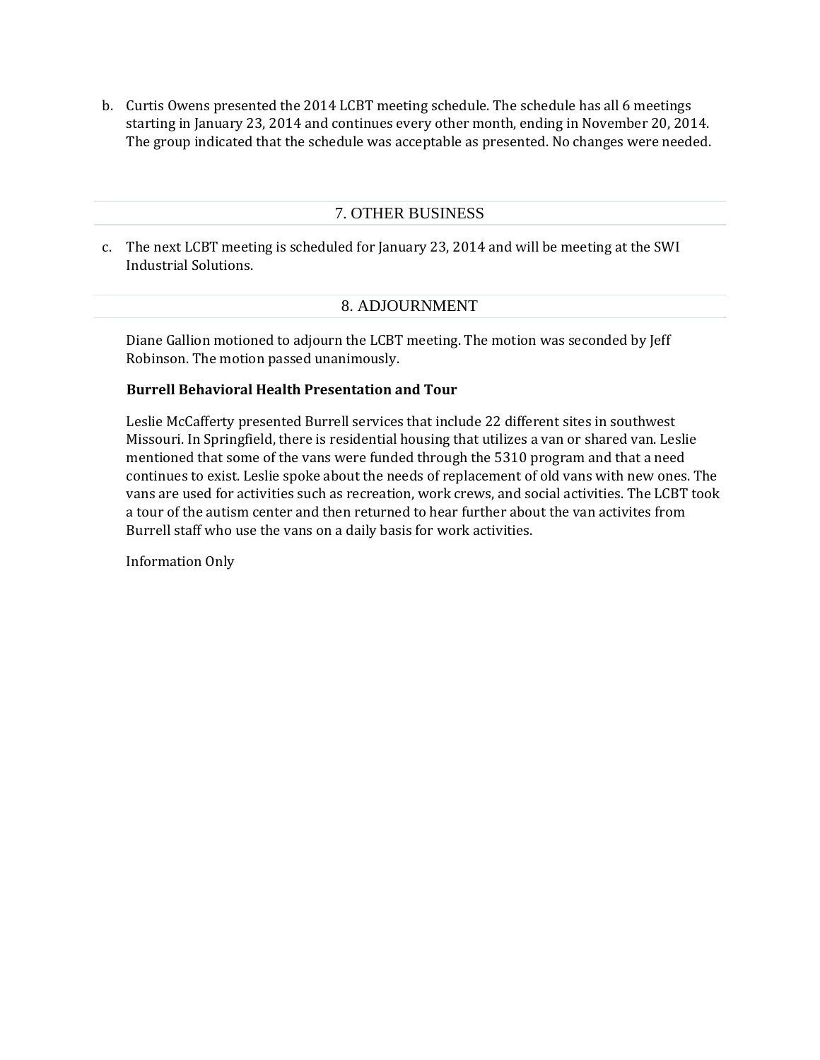b. Curtis Owens presented the 2014 LCBT meeting schedule. The schedule has all 6 meetings starting in January 23, 2014 and continues every other month, ending in November 20, 2014. The group indicated that the schedule was acceptable as presented. No changes were needed.

## 7. OTHER BUSINESS

c. The next LCBT meeting is scheduled for January 23, 2014 and will be meeting at the SWI Industrial Solutions.

## 8. ADJOURNMENT

Diane Gallion motioned to adjourn the LCBT meeting. The motion was seconded by Jeff Robinson. The motion passed unanimously.

**Burrell Behavioral Health Presentation and Tour**

Leslie McCafferty presented Burrell services that include 22 different sites in southwest Missouri. In Springfield, there is residential housing that utilizes a van or shared van. Leslie mentioned that some of the vans were funded through the 5310 program and that a need continues to exist. Leslie spoke about the needs of replacement of old vans with new ones. The vans are used for activities such as recreation, work crews, and social activities. The LCBT took a tour of the autism center and then returned to hear further about the van activites from Burrell staff who use the vans on a daily basis for work activities.

Information Only